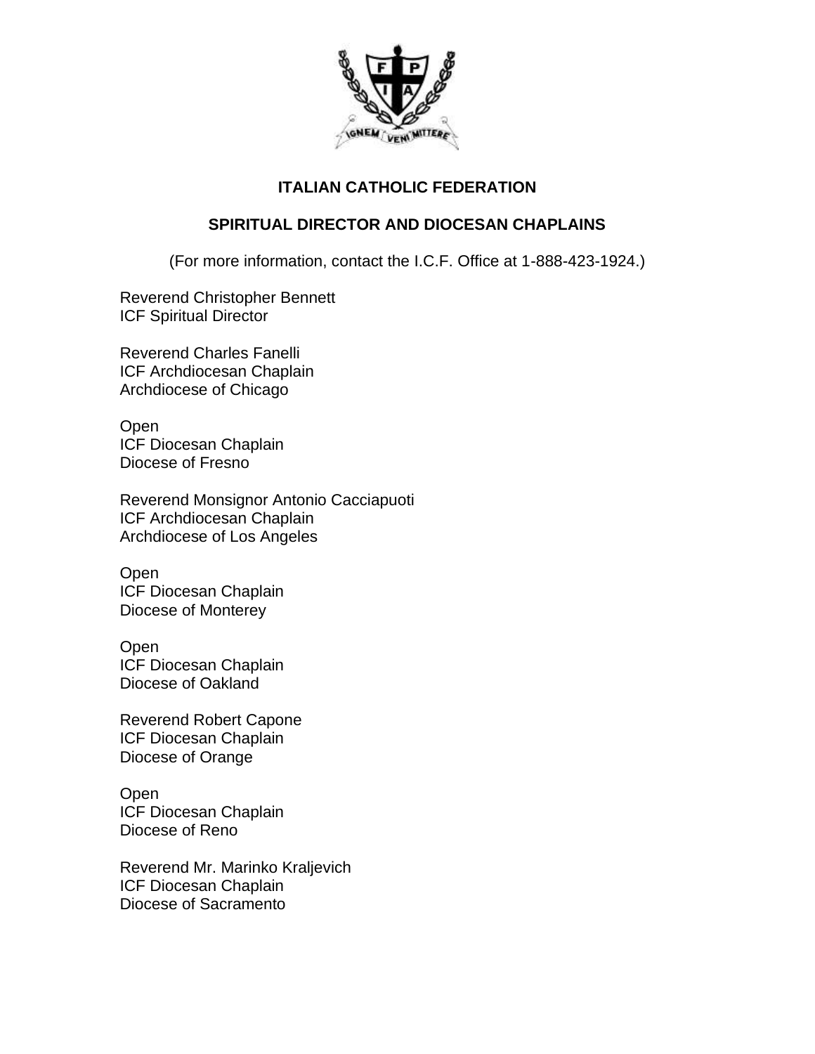# ITALIAN CATHOLIC FEDERATION

## SPIRITUAL DIRECTOR AND DIOCESAN CHAPLAINS

(For more information, contact the I.C.F. Office at 1-888-423-1924.)

Reverend Christopher Bennett
ICF Spiritual Director

Reverend Charles Fanelli
ICF Archdiocesan Chaplain
Archdiocese of Chicago

Open
ICF Diocesan Chaplain
Diocese of Fresno

Reverend Monsignor Antonio Cacciapuoti
ICF Archdiocesan Chaplain
Archdiocese of Los Angeles

Open
ICF Diocesan Chaplain
Diocese of Monterey

Open
ICF Diocesan Chaplain
Diocese of Oakland

Reverend Robert Capone
ICF Diocesan Chaplain
Diocese of Orange

Open
ICF Diocesan Chaplain
Diocese of Reno

Reverend Mr. Marinko Kraljevich
ICF Diocesan Chaplain
Diocese of Sacramento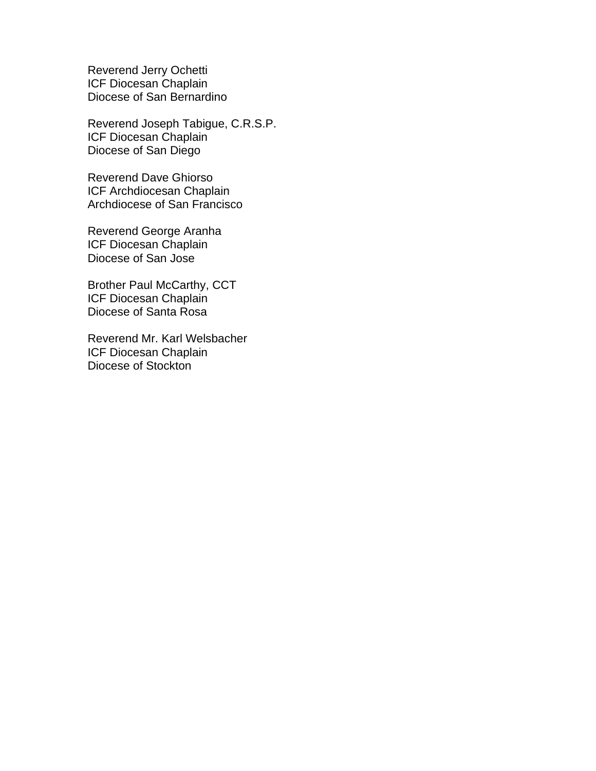Reverend Jerry Ochetti  
ICF Diocesan Chaplain  
Diocese of San Bernardino

Reverend Joseph Tabigue, C.R.S.P.  
ICF Diocesan Chaplain  
Diocese of San Diego

Reverend Dave Ghiorso  
ICF Archdiocesan Chaplain  
Archdiocese of San Francisco

Reverend George Aranha  
ICF Diocesan Chaplain  
Diocese of San Jose

Brother Paul McCarthy, CCT  
ICF Diocesan Chaplain  
Diocese of Santa Rosa

Reverend Mr. Karl Welsbacher  
ICF Diocesan Chaplain  
Diocese of Stockton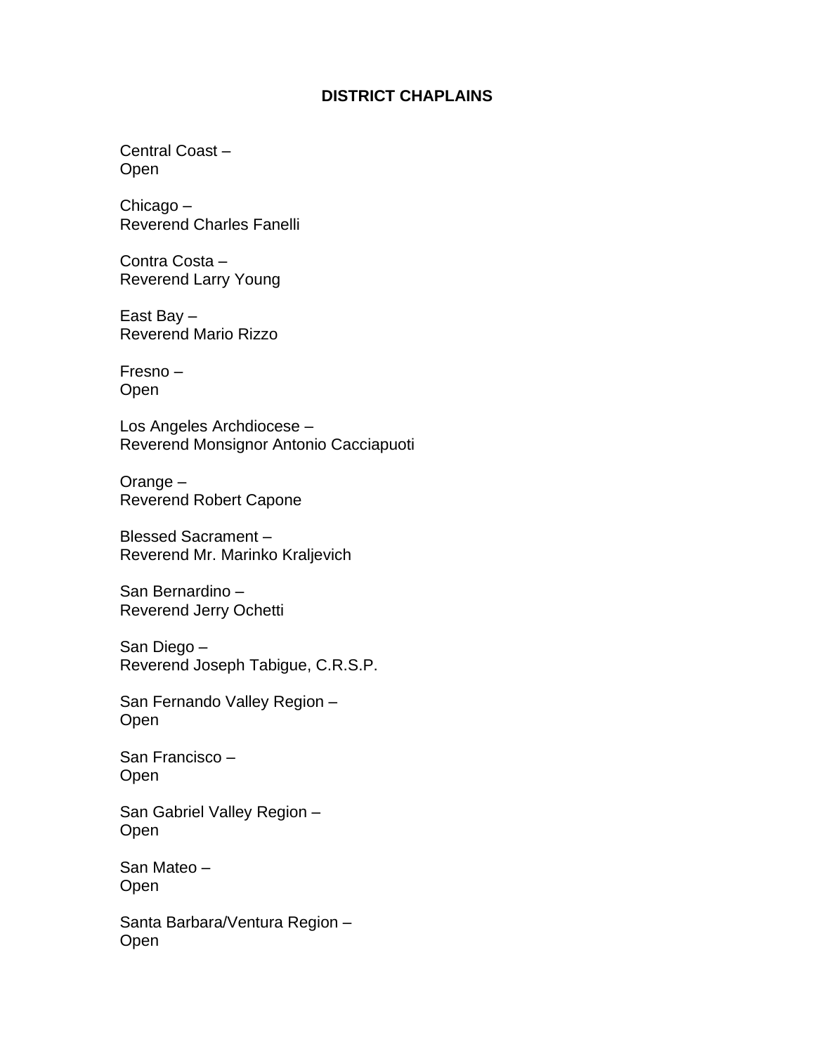# DISTRICT CHAPLAINS

Central Coast –
Open

Chicago –
Reverend Charles Fanelli

Contra Costa –
Reverend Larry Young

East Bay –
Reverend Mario Rizzo

Fresno –
Open

Los Angeles Archdiocese –
Reverend Monsignor Antonio Cacciapuoti

Orange –
Reverend Robert Capone

Blessed Sacrament –
Reverend Mr. Marinko Kraljevich

San Bernardino –
Reverend Jerry Ochetti

San Diego –
Reverend Joseph Tabigue, C.R.S.P.

San Fernando Valley Region –
Open

San Francisco –
Open

San Gabriel Valley Region –
Open

San Mateo –
Open

Santa Barbara/Ventura Region –
Open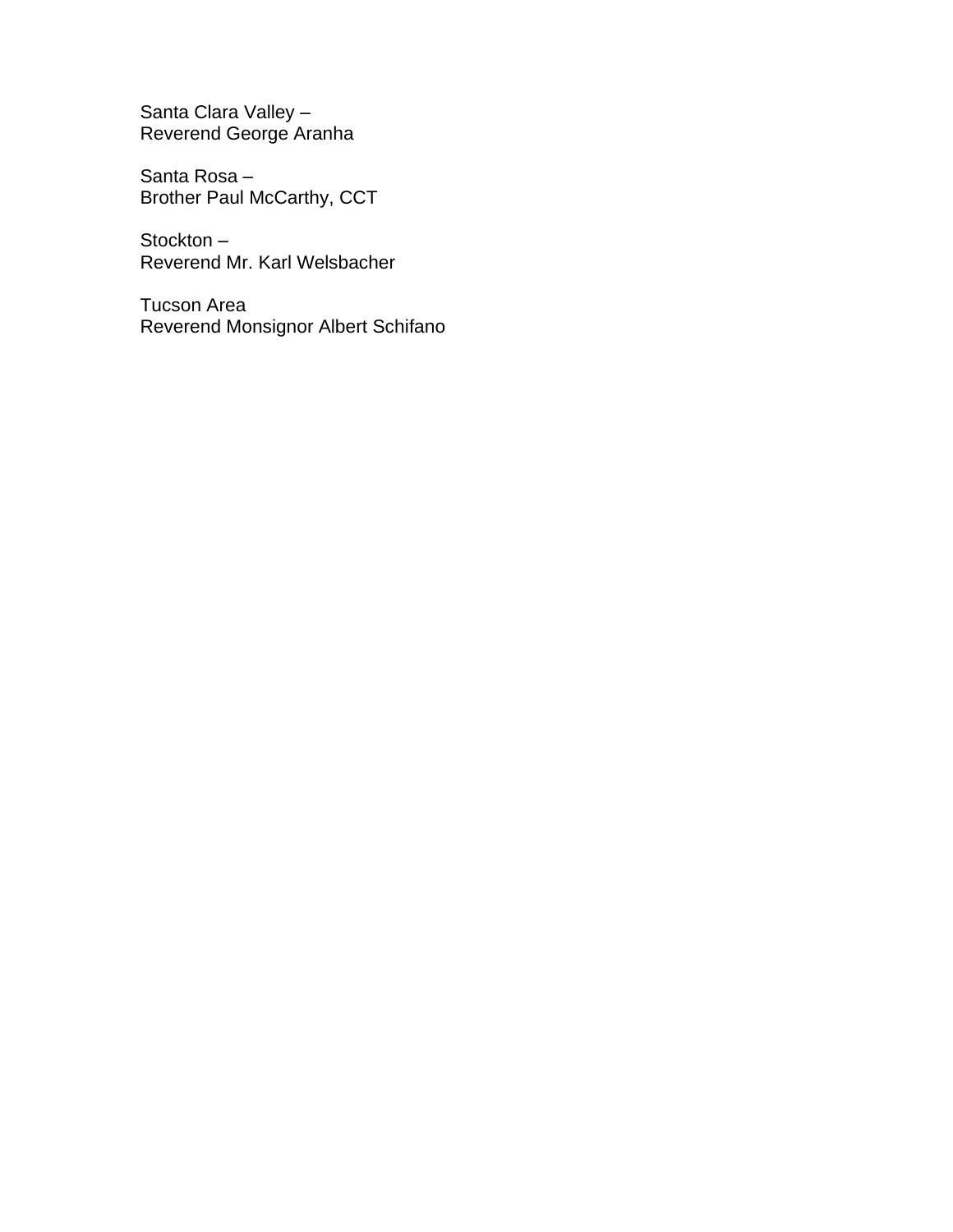Santa Clara Valley –
Reverend George Aranha

Santa Rosa –
Brother Paul McCarthy, CCT

Stockton –
Reverend Mr. Karl Welsbacher

Tucson Area
Reverend Monsignor Albert Schifano